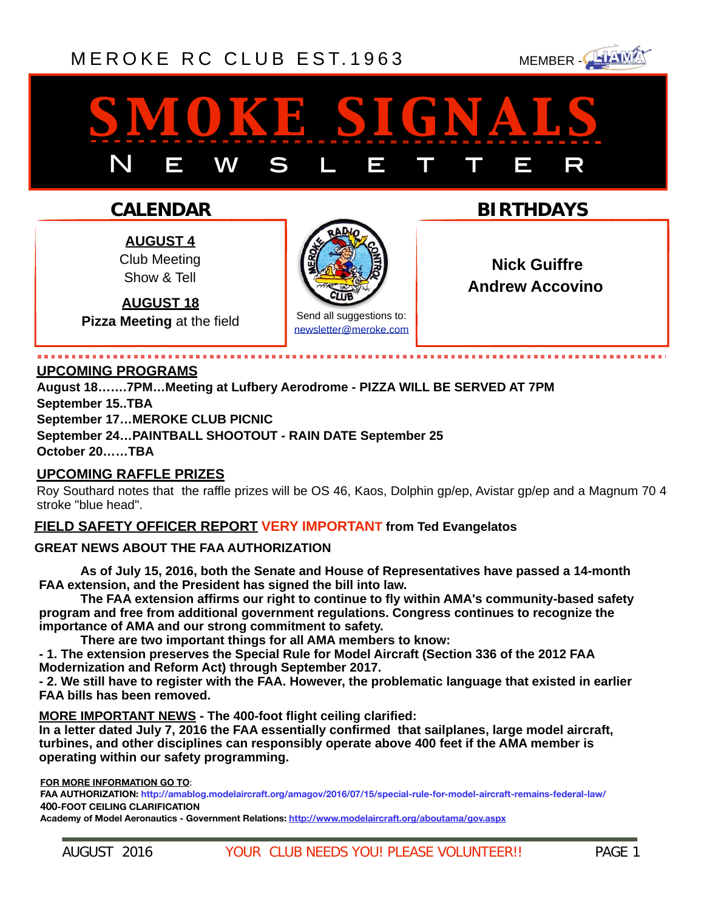MEROKE RC CLUB EST.1963

MEMBER - LIAMA

# SMOKE SIGNALS

## NEWSLETTER

## CALENDAR

**AUGUST 4**
Club Meeting
Show & Tell

**AUGUST 18**
**Pizza Meeting** at the field

Send all suggestions to:
newsletter@meroke.com

## BIRTHDAYS

**Nick Guiffre**
**Andrew Accovino**

## UPCOMING PROGRAMS

**August 18…….7PM…Meeting at Lufbery Aerodrome - PIZZA WILL BE SERVED AT 7PM**
**September 15..TBA**
**September 17…MEROKE CLUB PICNIC**
**September 24…PAINTBALL SHOOTOUT - RAIN DATE September 25**
**October 20……TBA**

## UPCOMING RAFFLE PRIZES

Roy Southard notes that the raffle prizes will be OS 46, Kaos, Dolphin gp/ep, Avistar gp/ep and a Magnum 70 4 stroke "blue head".

## FIELD SAFETY OFFICER REPORT VERY IMPORTANT from Ted Evangelatos

**GREAT NEWS ABOUT THE FAA AUTHORIZATION**

**As of July 15, 2016, both the Senate and House of Representatives have passed a 14-month FAA extension, and the President has signed the bill into law.**

**The FAA extension affirms our right to continue to fly within AMA's community-based safety program and free from additional government regulations. Congress continues to recognize the importance of AMA and our strong commitment to safety.**

**There are two important things for all AMA members to know:**

**- 1. The extension preserves the Special Rule for Model Aircraft (Section 336 of the 2012 FAA Modernization and Reform Act) through September 2017.**

**- 2. We still have to register with the FAA. However, the problematic language that existed in earlier FAA bills has been removed.**

**MORE IMPORTANT NEWS - The 400-foot flight ceiling clarified:**
**In a letter dated July 7, 2016 the FAA essentially confirmed that sailplanes, large model aircraft, turbines, and other disciplines can responsibly operate above 400 feet if the AMA member is operating within our safety programming.**

**FOR MORE INFORMATION GO TO**:
**FAA AUTHORIZATION:** http://amablog.modelaircraft.org/amagov/2016/07/15/special-rule-for-model-aircraft-remains-federal-law/
**400-FOOT CEILING CLARIFICATION**
**Academy of Model Aeronautics - Government Relations:** http://www.modelaircraft.org/aboutama/gov.aspx

AUGUST 2016 — YOUR CLUB NEEDS YOU! PLEASE VOLUNTEER!!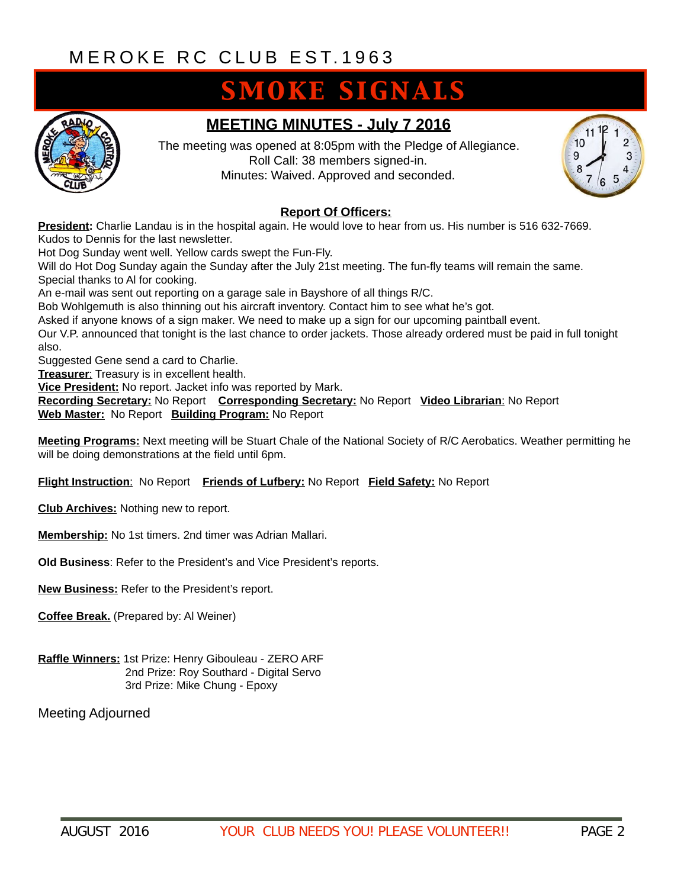MEROKE RC CLUB EST.1963

# SMOKE SIGNALS

## MEETING MINUTES - July 7 2016

The meeting was opened at 8:05pm with the Pledge of Allegiance.
Roll Call: 38 members signed-in.
Minutes: Waived. Approved and seconded.

### Report Of Officers:

**President:** Charlie Landau is in the hospital again. He would love to hear from us. His number is 516 632-7669.
Kudos to Dennis for the last newsletter.
Hot Dog Sunday went well. Yellow cards swept the Fun-Fly.
Will do Hot Dog Sunday again the Sunday after the July 21st meeting. The fun-fly teams will remain the same.
Special thanks to Al for cooking.
An e-mail was sent out reporting on a garage sale in Bayshore of all things R/C.
Bob Wohlgemuth is also thinning out his aircraft inventory. Contact him to see what he's got.
Asked if anyone knows of a sign maker. We need to make up a sign for our upcoming paintball event.
Our V.P. announced that tonight is the last chance to order jackets. Those already ordered must be paid in full tonight also.
Suggested Gene send a card to Charlie.

**Treasurer**: Treasury is in excellent health.
**Vice President:** No report. Jacket info was reported by Mark.
**Recording Secretary:** No Report **Corresponding Secretary:** No Report **Video Librarian**: No Report
**Web Master:** No Report **Building Program:** No Report

**Meeting Programs:** Next meeting will be Stuart Chale of the National Society of R/C Aerobatics. Weather permitting he will be doing demonstrations at the field until 6pm.

**Flight Instruction**: No Report **Friends of Lufbery:** No Report **Field Safety:** No Report

**Club Archives:** Nothing new to report.

**Membership:** No 1st timers. 2nd timer was Adrian Mallari.

**Old Business**: Refer to the President's and Vice President's reports.

**New Business:** Refer to the President's report.

**Coffee Break.** (Prepared by: Al Weiner)

**Raffle Winners:** 1st Prize: Henry Gibouleau - ZERO ARF
2nd Prize: Roy Southard - Digital Servo
3rd Prize: Mike Chung - Epoxy

Meeting Adjourned

YOUR CLUB NEEDS YOU! PLEASE VOLUNTEER!!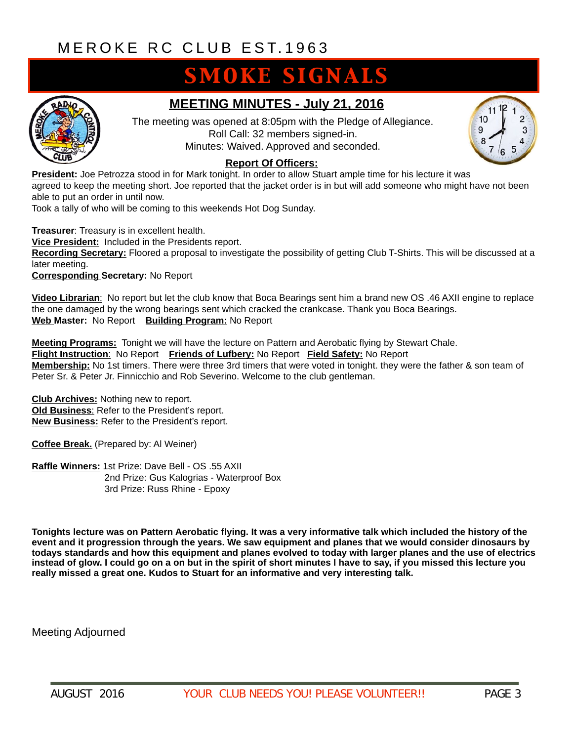MEROKE RC CLUB EST.1963

# SMOKE SIGNALS

## MEETING MINUTES - July 21, 2016

The meeting was opened at 8:05pm with the Pledge of Allegiance.
Roll Call: 32 members signed-in.
Minutes: Waived. Approved and seconded.

### Report Of Officers:

**President:** Joe Petrozza stood in for Mark tonight. In order to allow Stuart ample time for his lecture it was agreed to keep the meeting short. Joe reported that the jacket order is in but will add someone who might have not been able to put an order in until now.
Took a tally of who will be coming to this weekends Hot Dog Sunday.

**Treasurer**: Treasury is in excellent health.
**Vice President:** Included in the Presidents report.
**Recording Secretary:** Floored a proposal to investigate the possibility of getting Club T-Shirts. This will be discussed at a later meeting.
**Corresponding Secretary:** No Report

**Video Librarian**: No report but let the club know that Boca Bearings sent him a brand new OS .46 AXII engine to replace the one damaged by the wrong bearings sent which cracked the crankcase. Thank you Boca Bearings.
**Web Master:** No Report **Building Program:** No Report

**Meeting Programs:** Tonight we will have the lecture on Pattern and Aerobatic flying by Stewart Chale.
**Flight Instruction**: No Report **Friends of Lufbery:** No Report **Field Safety:** No Report
**Membership:** No 1st timers. There were three 3rd timers that were voted in tonight. they were the father & son team of Peter Sr. & Peter Jr. Finnicchio and Rob Severino. Welcome to the club gentleman.

**Club Archives:** Nothing new to report.
**Old Business**: Refer to the President's report.
**New Business:** Refer to the President's report.

**Coffee Break.** (Prepared by: Al Weiner)

**Raffle Winners:** 1st Prize: Dave Bell - OS .55 AXII
2nd Prize: Gus Kalogrias - Waterproof Box
3rd Prize: Russ Rhine - Epoxy

**Tonights lecture was on Pattern Aerobatic flying. It was a very informative talk which included the history of the event and it progression through the years. We saw equipment and planes that we would consider dinosaurs by todays standards and how this equipment and planes evolved to today with larger planes and the use of electrics instead of glow. I could go on a on but in the spirit of short minutes I have to say, if you missed this lecture you really missed a great one. Kudos to Stuart for an informative and very interesting talk.**

Meeting Adjourned

AUGUST 2016 YOUR CLUB NEEDS YOU! PLEASE VOLUNTEER!!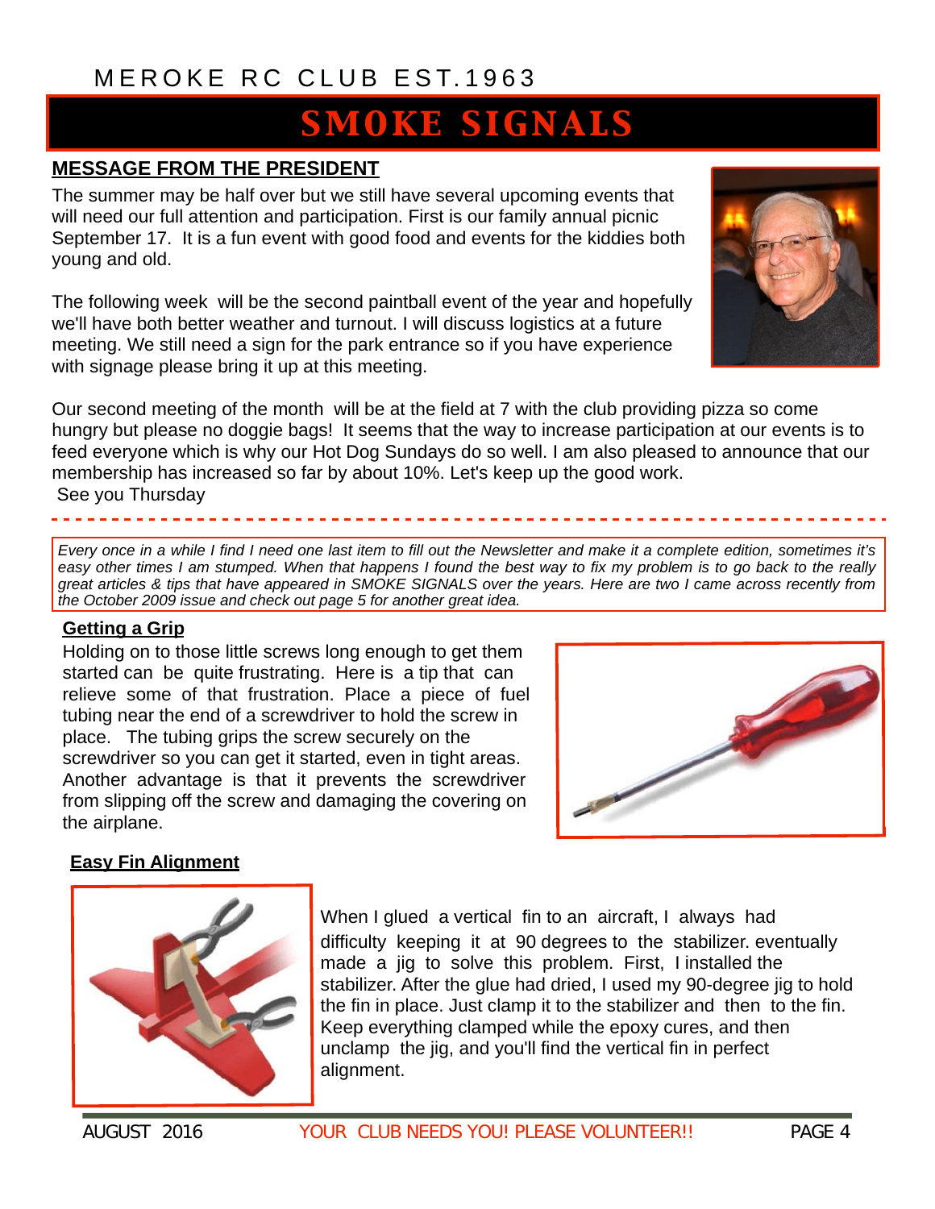MEROKE RC CLUB EST.1963

# SMOKE SIGNALS

## MESSAGE FROM THE PRESIDENT

The summer may be half over but we still have several upcoming events that will need our full attention and participation. First is our family annual picnic September 17. It is a fun event with good food and events for the kiddies both young and old.

The following week will be the second paintball event of the year and hopefully we'll have both better weather and turnout. I will discuss logistics at a future meeting. We still need a sign for the park entrance so if you have experience with signage please bring it up at this meeting.

Our second meeting of the month will be at the field at 7 with the club providing pizza so come hungry but please no doggie bags! It seems that the way to increase participation at our events is to feed everyone which is why our Hot Dog Sundays do so well. I am also pleased to announce that our membership has increased so far by about 10%. Let's keep up the good work.

See you Thursday

---

*Every once in a while I find I need one last item to fill out the Newsletter and make it a complete edition, sometimes it's easy other times I am stumped. When that happens I found the best way to fix my problem is to go back to the really great articles & tips that have appeared in SMOKE SIGNALS over the years. Here are two I came across recently from the October 2009 issue and check out page 5 for another great idea.*

### Getting a Grip

Holding on to those little screws long enough to get them started can be quite frustrating. Here is a tip that can relieve some of that frustration. Place a piece of fuel tubing near the end of a screwdriver to hold the screw in place. The tubing grips the screw securely on the screwdriver so you can get it started, even in tight areas. Another advantage is that it prevents the screwdriver from slipping off the screw and damaging the covering on the airplane.

### Easy Fin Alignment

When I glued a vertical fin to an aircraft, I always had difficulty keeping it at 90 degrees to the stabilizer. eventually made a jig to solve this problem. First, I installed the stabilizer. After the glue had dried, I used my 90-degree jig to hold the fin in place. Just clamp it to the stabilizer and then to the fin. Keep everything clamped while the epoxy cures, and then unclamp the jig, and you'll find the vertical fin in perfect alignment.

YOUR CLUB NEEDS YOU! PLEASE VOLUNTEER!!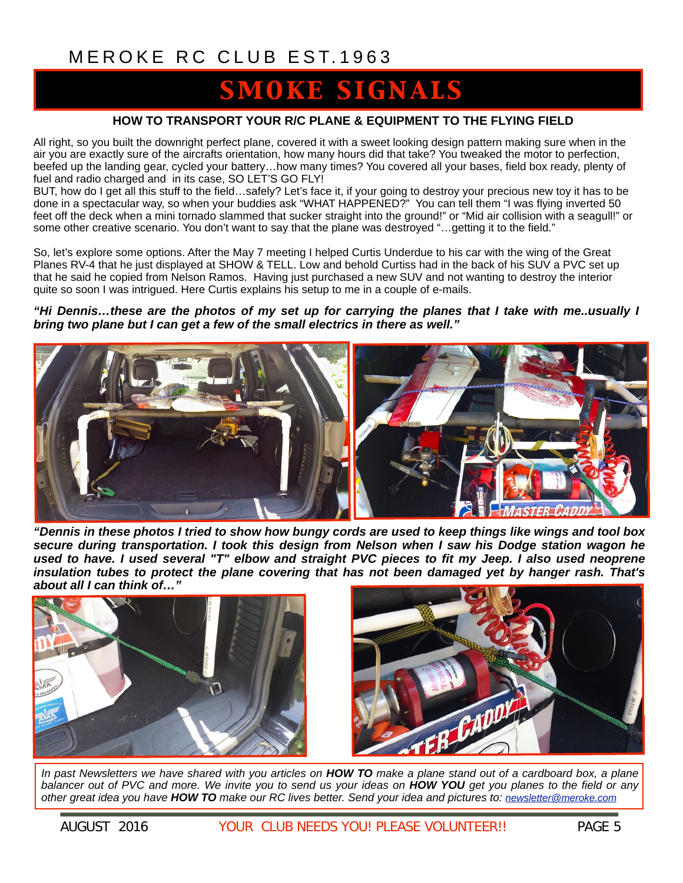MEROKE RC CLUB EST.1963

# SMOKE SIGNALS

## HOW TO TRANSPORT YOUR R/C PLANE & EQUIPMENT TO THE FLYING FIELD

All right, so you built the downright perfect plane, covered it with a sweet looking design pattern making sure when in the air you are exactly sure of the aircrafts orientation, how many hours did that take? You tweaked the motor to perfection, beefed up the landing gear, cycled your battery…how many times? You covered all your bases, field box ready, plenty of fuel and radio charged and in its case, SO LET'S GO FLY!

BUT, how do I get all this stuff to the field…safely? Let's face it, if your going to destroy your precious new toy it has to be done in a spectacular way, so when your buddies ask "WHAT HAPPENED?" You can tell them "I was flying inverted 50 feet off the deck when a mini tornado slammed that sucker straight into the ground!" or "Mid air collision with a seagull!" or some other creative scenario. You don't want to say that the plane was destroyed "…getting it to the field."

So, let's explore some options. After the May 7 meeting I helped Curtis Underdue to his car with the wing of the Great Planes RV-4 that he just displayed at SHOW & TELL. Low and behold Curtiss had in the back of his SUV a PVC set up that he said he copied from Nelson Ramos. Having just purchased a new SUV and not wanting to destroy the interior quite so soon I was intrigued. Here Curtis explains his setup to me in a couple of e-mails.

***"Hi Dennis…these are the photos of my set up for carrying the planes that I take with me..usually I bring two plane but I can get a few of the small electrics in there as well."***

***"Dennis in these photos I tried to show how bungy cords are used to keep things like wings and tool box secure during transportation. I took this design from Nelson when I saw his Dodge station wagon he used to have. I used several "T" elbow and straight PVC pieces to fit my Jeep. I also used neoprene insulation tubes to protect the plane covering that has not been damaged yet by hanger rash. That's about all I can think of…"***

*In past Newsletters we have shared with you articles on* ***HOW TO*** *make a plane stand out of a cardboard box, a plane balancer out of PVC and more. We invite you to send us your ideas on* ***HOW YOU*** *get you planes to the field or any other great idea you have* ***HOW TO*** *make our RC lives better. Send your idea and pictures to: newsletter@meroke.com*

AUGUST 2016 YOUR CLUB NEEDS YOU! PLEASE VOLUNTEER!!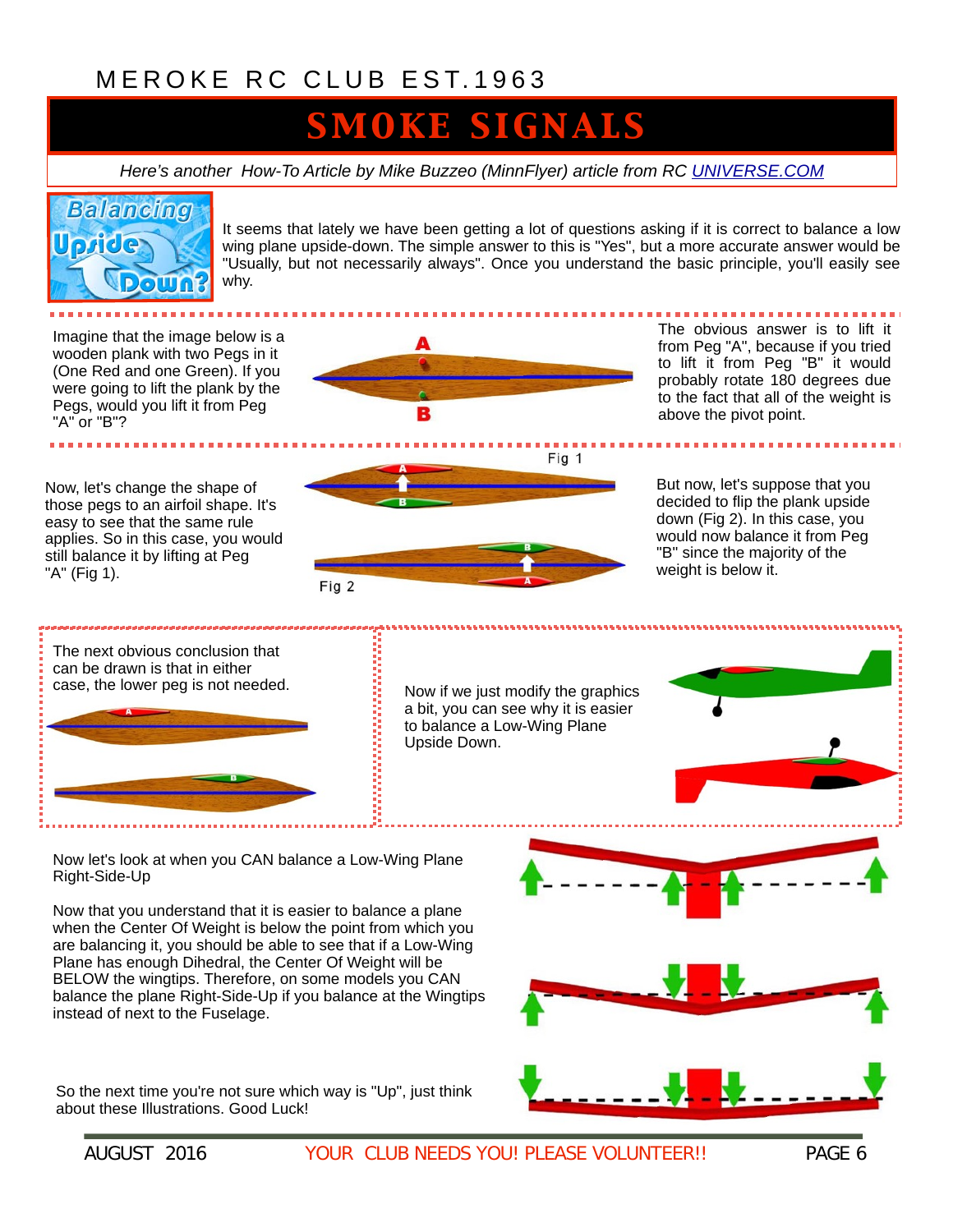MEROKE RC CLUB EST.1963

# SMOKE SIGNALS

*Here's another How-To Article by Mike Buzzeo (MinnFlyer) article from RC UNIVERSE.COM*

## Balancing Upside Down?

It seems that lately we have been getting a lot of questions asking if it is correct to balance a low wing plane upside-down. The simple answer to this is "Yes", but a more accurate answer would be "Usually, but not necessarily always". Once you understand the basic principle, you'll easily see why.

Imagine that the image below is a wooden plank with two Pegs in it (One Red and one Green). If you were going to lift the plank by the Pegs, would you lift it from Peg "A" or "B"?

The obvious answer is to lift it from Peg "A", because if you tried to lift it from Peg "B" it would probably rotate 180 degrees due to the fact that all of the weight is above the pivot point.

Now, let's change the shape of those pegs to an airfoil shape. It's easy to see that the same rule applies. So in this case, you would still balance it by lifting at Peg "A" (Fig 1).

Fig 1

Fig 2

But now, let's suppose that you decided to flip the plank upside down (Fig 2). In this case, you would now balance it from Peg "B" since the majority of the weight is below it.

The next obvious conclusion that can be drawn is that in either case, the lower peg is not needed.

Now if we just modify the graphics a bit, you can see why it is easier to balance a Low-Wing Plane Upside Down.

Now let's look at when you CAN balance a Low-Wing Plane Right-Side-Up

Now that you understand that it is easier to balance a plane when the Center Of Weight is below the point from which you are balancing it, you should be able to see that if a Low-Wing Plane has enough Dihedral, the Center Of Weight will be BELOW the wingtips. Therefore, on some models you CAN balance the plane Right-Side-Up if you balance at the Wingtips instead of next to the Fuselage.

So the next time you're not sure which way is "Up", just think about these Illustrations. Good Luck!

AUGUST 2016 YOUR CLUB NEEDS YOU! PLEASE VOLUNTEER!!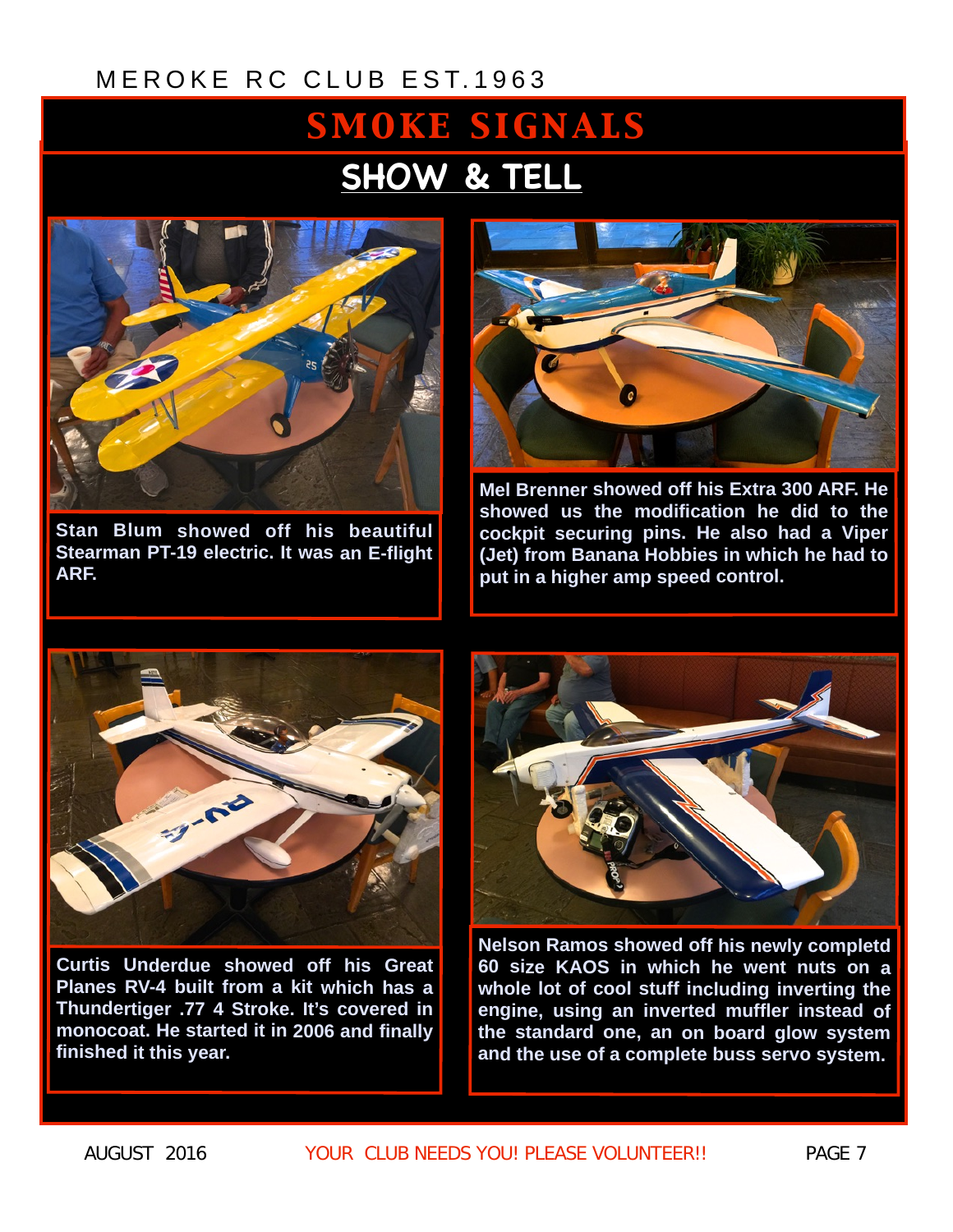MEROKE RC CLUB EST.1963

# SMOKE SIGNALS

## SHOW & TELL

Stan Blum showed off his beautiful Stearman PT-19 electric. It was an E-flight ARF.

Mel Brenner showed off his Extra 300 ARF. He showed us the modification he did to the cockpit securing pins. He also had a Viper (Jet) from Banana Hobbies in which he had to put in a higher amp speed control.

Curtis Underdue showed off his Great Planes RV-4 built from a kit which has a Thundertiger .77 4 Stroke. It's covered in monocoat. He started it in 2006 and finally finished it this year.

Nelson Ramos showed off his newly completd 60 size KAOS in which he went nuts on a whole lot of cool stuff including inverting the engine, using an inverted muffler instead of the standard one, an on board glow system and the use of a complete buss servo system.

AUGUST 2016 YOUR CLUB NEEDS YOU! PLEASE VOLUNTEER!!